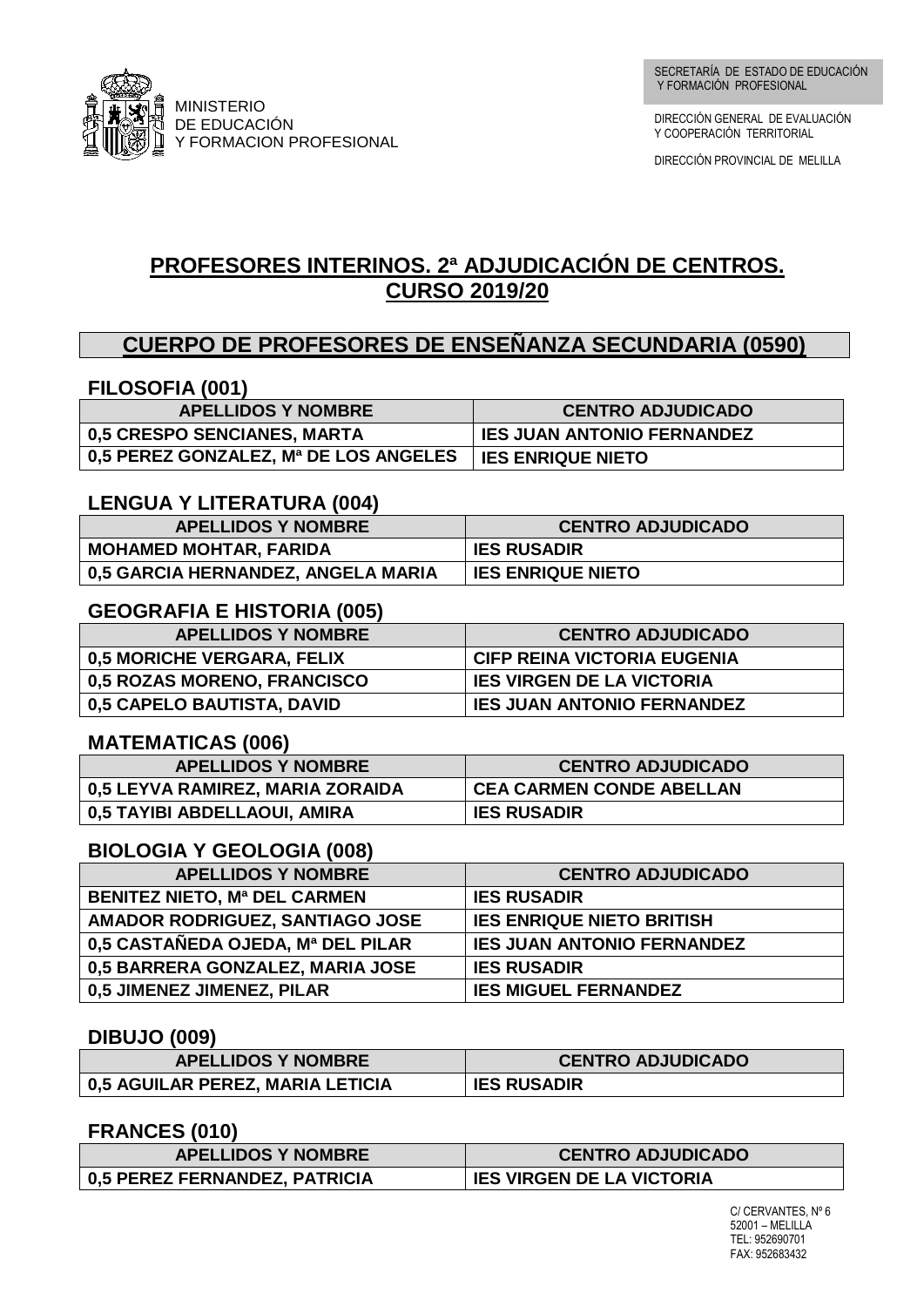MINISTERIO
DE EDUCACIÓN
Y FORMACION PROFESIONAL

SECRETARÍA DE ESTADO DE EDUCACIÓN Y FORMACIÓN PROFESIONAL

DIRECCIÓN GENERAL DE EVALUACIÓN Y COOPERACIÓN TERRITORIAL

DIRECCIÓN PROVINCIAL DE MELILLA

# PROFESORES INTERINOS. 2ª ADJUDICACIÓN DE CENTROS. CURSO 2019/20

## CUERPO DE PROFESORES DE ENSEÑANZA SECUNDARIA (0590)

### FILOSOFIA (001)

| APELLIDOS Y NOMBRE | CENTRO ADJUDICADO |
|---|---|
| 0,5 CRESPO SENCIANES, MARTA | IES JUAN ANTONIO FERNANDEZ |
| 0,5 PEREZ GONZALEZ, Mª DE LOS ANGELES | IES ENRIQUE NIETO |

### LENGUA Y LITERATURA (004)

| APELLIDOS Y NOMBRE | CENTRO ADJUDICADO |
|---|---|
| MOHAMED MOHTAR, FARIDA | IES RUSADIR |
| 0,5 GARCIA HERNANDEZ, ANGELA MARIA | IES ENRIQUE NIETO |

### GEOGRAFIA E HISTORIA (005)

| APELLIDOS Y NOMBRE | CENTRO ADJUDICADO |
|---|---|
| 0,5 MORICHE VERGARA, FELIX | CIFP REINA VICTORIA EUGENIA |
| 0,5 ROZAS MORENO, FRANCISCO | IES VIRGEN DE LA VICTORIA |
| 0,5 CAPELO BAUTISTA, DAVID | IES JUAN ANTONIO FERNANDEZ |

### MATEMATICAS (006)

| APELLIDOS Y NOMBRE | CENTRO ADJUDICADO |
|---|---|
| 0,5 LEYVA RAMIREZ, MARIA ZORAIDA | CEA CARMEN CONDE ABELLAN |
| 0,5 TAYIBI ABDELLAOUI, AMIRA | IES RUSADIR |

### BIOLOGIA Y GEOLOGIA (008)

| APELLIDOS Y NOMBRE | CENTRO ADJUDICADO |
|---|---|
| BENITEZ NIETO, Mª DEL CARMEN | IES RUSADIR |
| AMADOR RODRIGUEZ, SANTIAGO JOSE | IES ENRIQUE NIETO BRITISH |
| 0,5 CASTAÑEDA OJEDA, Mª DEL PILAR | IES JUAN ANTONIO FERNANDEZ |
| 0,5 BARRERA GONZALEZ, MARIA JOSE | IES RUSADIR |
| 0,5 JIMENEZ JIMENEZ, PILAR | IES MIGUEL FERNANDEZ |

### DIBUJO (009)

| APELLIDOS Y NOMBRE | CENTRO ADJUDICADO |
|---|---|
| 0,5 AGUILAR PEREZ, MARIA LETICIA | IES RUSADIR |

### FRANCES (010)

| APELLIDOS Y NOMBRE | CENTRO ADJUDICADO |
|---|---|
| 0,5 PEREZ FERNANDEZ, PATRICIA | IES VIRGEN DE LA VICTORIA |

C/ CERVANTES, Nº 6
52001 – MELILLA
TEL: 952690701
FAX: 952683432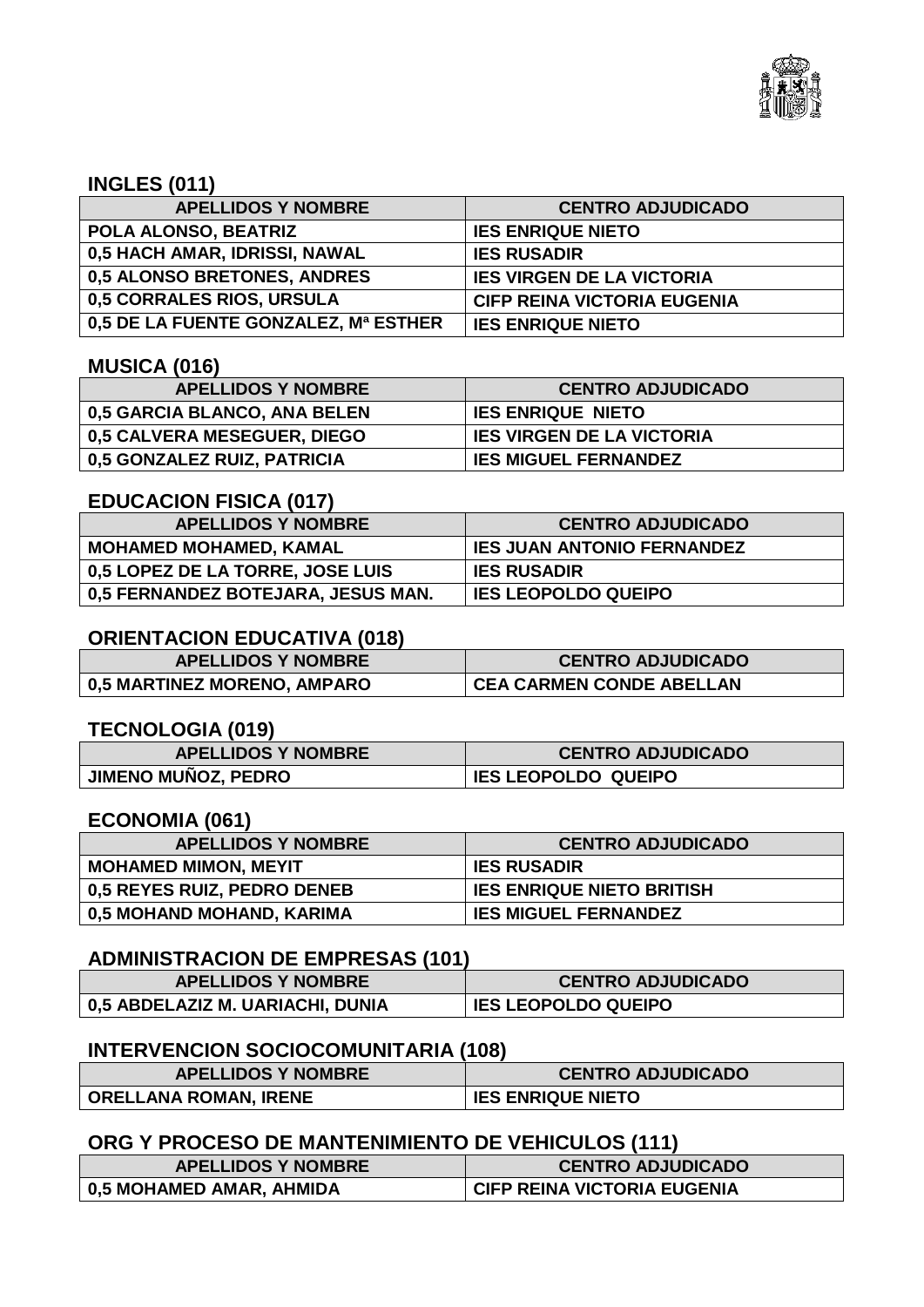## INGLES (011)

| APELLIDOS Y NOMBRE | CENTRO ADJUDICADO |
|---|---|
| POLA ALONSO, BEATRIZ | IES ENRIQUE NIETO |
| 0,5 HACH AMAR, IDRISSI, NAWAL | IES RUSADIR |
| 0,5 ALONSO BRETONES, ANDRES | IES VIRGEN DE LA VICTORIA |
| 0,5 CORRALES RIOS, URSULA | CIFP REINA VICTORIA EUGENIA |
| 0,5 DE LA FUENTE GONZALEZ, Mª ESTHER | IES ENRIQUE NIETO |

## MUSICA (016)

| APELLIDOS Y NOMBRE | CENTRO ADJUDICADO |
|---|---|
| 0,5 GARCIA BLANCO, ANA BELEN | IES ENRIQUE NIETO |
| 0,5 CALVERA MESEGUER, DIEGO | IES VIRGEN DE LA VICTORIA |
| 0,5 GONZALEZ RUIZ, PATRICIA | IES MIGUEL FERNANDEZ |

## EDUCACION FISICA (017)

| APELLIDOS Y NOMBRE | CENTRO ADJUDICADO |
|---|---|
| MOHAMED MOHAMED, KAMAL | IES JUAN ANTONIO FERNANDEZ |
| 0,5 LOPEZ DE LA TORRE, JOSE LUIS | IES RUSADIR |
| 0,5 FERNANDEZ BOTEJARA, JESUS MAN. | IES LEOPOLDO QUEIPO |

## ORIENTACION EDUCATIVA (018)

| APELLIDOS Y NOMBRE | CENTRO ADJUDICADO |
|---|---|
| 0,5 MARTINEZ MORENO, AMPARO | CEA CARMEN CONDE ABELLAN |

## TECNOLOGIA (019)

| APELLIDOS Y NOMBRE | CENTRO ADJUDICADO |
|---|---|
| JIMENO MUÑOZ, PEDRO | IES LEOPOLDO QUEIPO |

## ECONOMIA (061)

| APELLIDOS Y NOMBRE | CENTRO ADJUDICADO |
|---|---|
| MOHAMED MIMON, MEYIT | IES RUSADIR |
| 0,5 REYES RUIZ, PEDRO DENEB | IES ENRIQUE NIETO BRITISH |
| 0,5 MOHAND MOHAND, KARIMA | IES MIGUEL FERNANDEZ |

## ADMINISTRACION DE EMPRESAS (101)

| APELLIDOS Y NOMBRE | CENTRO ADJUDICADO |
|---|---|
| 0,5 ABDELAZIZ M. UARIACHI, DUNIA | IES LEOPOLDO QUEIPO |

## INTERVENCION SOCIOCOMUNITARIA (108)

| APELLIDOS Y NOMBRE | CENTRO ADJUDICADO |
|---|---|
| ORELLANA ROMAN, IRENE | IES ENRIQUE NIETO |

## ORG Y PROCESO DE MANTENIMIENTO DE VEHICULOS (111)

| APELLIDOS Y NOMBRE | CENTRO ADJUDICADO |
|---|---|
| 0,5 MOHAMED AMAR, AHMIDA | CIFP REINA VICTORIA EUGENIA |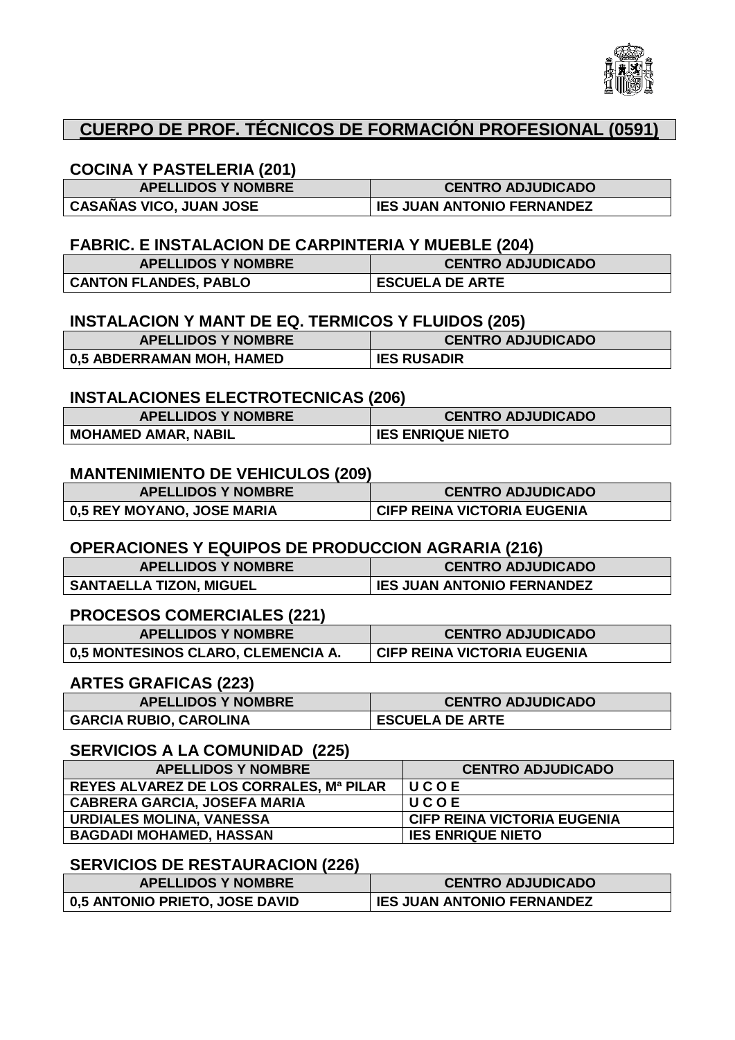## CUERPO DE PROF. TÉCNICOS DE FORMACIÓN PROFESIONAL (0591)

### COCINA Y PASTELERIA (201)

| APELLIDOS Y NOMBRE | CENTRO ADJUDICADO |
|---|---|
| CASAÑAS VICO, JUAN JOSE | IES JUAN ANTONIO FERNANDEZ |

### FABRIC. E INSTALACION DE CARPINTERIA Y MUEBLE (204)

| APELLIDOS Y NOMBRE | CENTRO ADJUDICADO |
|---|---|
| CANTON FLANDES, PABLO | ESCUELA DE ARTE |

### INSTALACION Y MANT DE EQ. TERMICOS Y FLUIDOS (205)

| APELLIDOS Y NOMBRE | CENTRO ADJUDICADO |
|---|---|
| 0,5 ABDERRAMAN MOH, HAMED | IES RUSADIR |

### INSTALACIONES ELECTROTECNICAS (206)

| APELLIDOS Y NOMBRE | CENTRO ADJUDICADO |
|---|---|
| MOHAMED AMAR, NABIL | IES ENRIQUE NIETO |

### MANTENIMIENTO DE VEHICULOS (209)

| APELLIDOS Y NOMBRE | CENTRO ADJUDICADO |
|---|---|
| 0,5 REY MOYANO, JOSE MARIA | CIFP REINA VICTORIA EUGENIA |

### OPERACIONES Y EQUIPOS DE PRODUCCION AGRARIA (216)

| APELLIDOS Y NOMBRE | CENTRO ADJUDICADO |
|---|---|
| SANTAELLA TIZON, MIGUEL | IES JUAN ANTONIO FERNANDEZ |

### PROCESOS COMERCIALES (221)

| APELLIDOS Y NOMBRE | CENTRO ADJUDICADO |
|---|---|
| 0,5 MONTESINOS CLARO, CLEMENCIA A. | CIFP REINA VICTORIA EUGENIA |

### ARTES GRAFICAS (223)

| APELLIDOS Y NOMBRE | CENTRO ADJUDICADO |
|---|---|
| GARCIA RUBIO, CAROLINA | ESCUELA DE ARTE |

### SERVICIOS A LA COMUNIDAD (225)

| APELLIDOS Y NOMBRE | CENTRO ADJUDICADO |
|---|---|
| REYES ALVAREZ DE LOS CORRALES, Mª PILAR | U C O E |
| CABRERA GARCIA, JOSEFA MARIA | U C O E |
| URDIALES MOLINA, VANESSA | CIFP REINA VICTORIA EUGENIA |
| BAGDADI MOHAMED, HASSAN | IES ENRIQUE NIETO |

### SERVICIOS DE RESTAURACION (226)

| APELLIDOS Y NOMBRE | CENTRO ADJUDICADO |
|---|---|
| 0,5 ANTONIO PRIETO, JOSE DAVID | IES JUAN ANTONIO FERNANDEZ |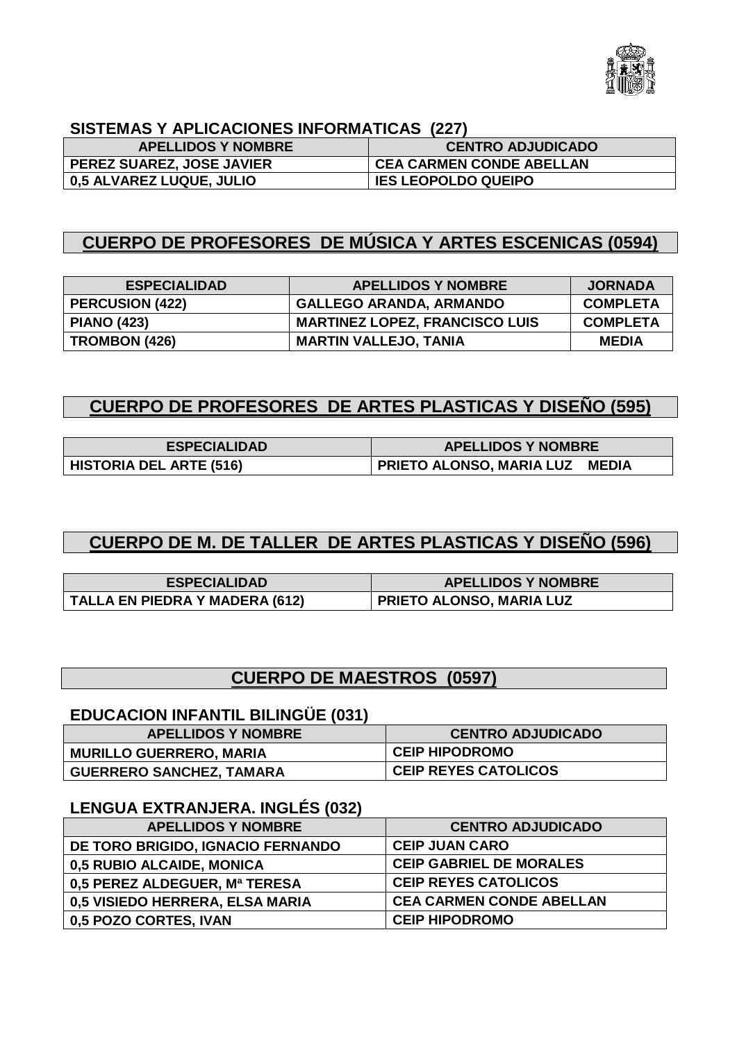### SISTEMAS Y APLICACIONES INFORMATICAS (227)

| APELLIDOS Y NOMBRE | CENTRO ADJUDICADO |
| --- | --- |
| PEREZ SUAREZ, JOSE JAVIER | CEA CARMEN CONDE ABELLAN |
| 0,5 ALVAREZ LUQUE, JULIO | IES LEOPOLDO QUEIPO |

## CUERPO DE PROFESORES DE MÚSICA Y ARTES ESCENICAS (0594)

| ESPECIALIDAD | APELLIDOS Y NOMBRE | JORNADA |
| --- | --- | --- |
| PERCUSION (422) | GALLEGO ARANDA, ARMANDO | COMPLETA |
| PIANO (423) | MARTINEZ LOPEZ, FRANCISCO LUIS | COMPLETA |
| TROMBON (426) | MARTIN VALLEJO, TANIA | MEDIA |

## CUERPO DE PROFESORES DE ARTES PLASTICAS Y DISEÑO (595)

| ESPECIALIDAD | APELLIDOS Y NOMBRE |
| --- | --- |
| HISTORIA DEL ARTE (516) | PRIETO ALONSO, MARIA LUZ MEDIA |

## CUERPO DE M. DE TALLER DE ARTES PLASTICAS Y DISEÑO (596)

| ESPECIALIDAD | APELLIDOS Y NOMBRE |
| --- | --- |
| TALLA EN PIEDRA Y MADERA (612) | PRIETO ALONSO, MARIA LUZ |

## CUERPO DE MAESTROS (0597)

### EDUCACION INFANTIL BILINGÜE (031)

| APELLIDOS Y NOMBRE | CENTRO ADJUDICADO |
| --- | --- |
| MURILLO GUERRERO, MARIA | CEIP HIPODROMO |
| GUERRERO SANCHEZ, TAMARA | CEIP REYES CATOLICOS |

### LENGUA EXTRANJERA. INGLÉS (032)

| APELLIDOS Y NOMBRE | CENTRO ADJUDICADO |
| --- | --- |
| DE TORO BRIGIDO, IGNACIO FERNANDO | CEIP JUAN CARO |
| 0,5 RUBIO ALCAIDE, MONICA | CEIP GABRIEL DE MORALES |
| 0,5 PEREZ ALDEGUER, Mª TERESA | CEIP REYES CATOLICOS |
| 0,5 VISIEDO HERRERA, ELSA MARIA | CEA CARMEN CONDE ABELLAN |
| 0,5 POZO CORTES, IVAN | CEIP HIPODROMO |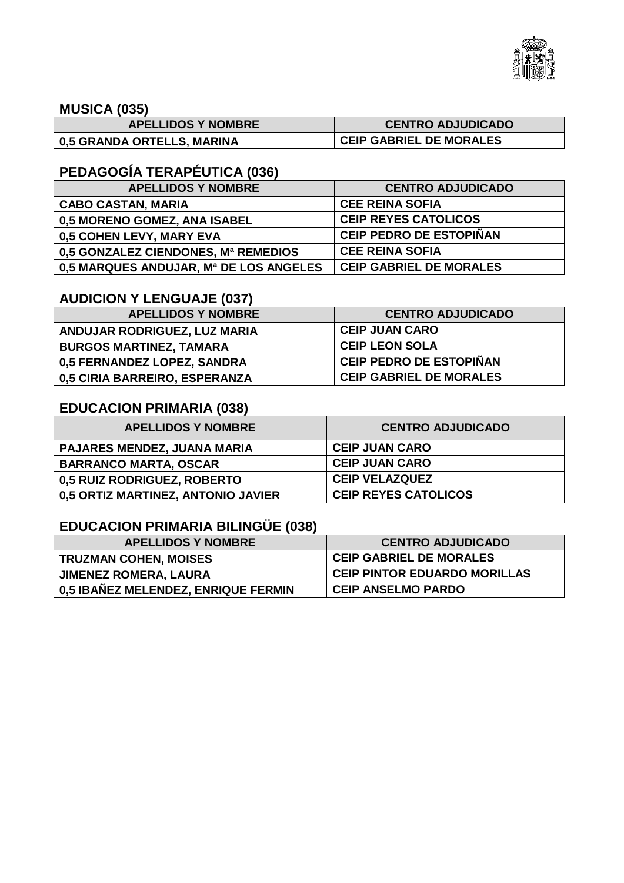## MUSICA (035)

| APELLIDOS Y NOMBRE | CENTRO ADJUDICADO |
| --- | --- |
| 0,5 GRANDA ORTELLS, MARINA | CEIP GABRIEL DE MORALES |

## PEDAGOGÍA TERAPÉUTICA (036)

| APELLIDOS Y NOMBRE | CENTRO ADJUDICADO |
| --- | --- |
| CABO CASTAN, MARIA | CEE REINA SOFIA |
| 0,5 MORENO GOMEZ, ANA ISABEL | CEIP REYES CATOLICOS |
| 0,5 COHEN LEVY, MARY EVA | CEIP PEDRO DE ESTOPIÑAN |
| 0,5 GONZALEZ CIENDONES, Mª REMEDIOS | CEE REINA SOFIA |
| 0,5 MARQUES ANDUJAR, Mª DE LOS ANGELES | CEIP GABRIEL DE MORALES |

## AUDICION Y LENGUAJE (037)

| APELLIDOS Y NOMBRE | CENTRO ADJUDICADO |
| --- | --- |
| ANDUJAR RODRIGUEZ, LUZ MARIA | CEIP JUAN CARO |
| BURGOS MARTINEZ, TAMARA | CEIP LEON SOLA |
| 0,5 FERNANDEZ LOPEZ, SANDRA | CEIP PEDRO DE ESTOPIÑAN |
| 0,5 CIRIA BARREIRO, ESPERANZA | CEIP GABRIEL DE MORALES |

## EDUCACION PRIMARIA (038)

| APELLIDOS Y NOMBRE | CENTRO ADJUDICADO |
| --- | --- |
| PAJARES MENDEZ, JUANA MARIA | CEIP JUAN CARO |
| BARRANCO MARTA, OSCAR | CEIP JUAN CARO |
| 0,5 RUIZ RODRIGUEZ, ROBERTO | CEIP VELAZQUEZ |
| 0,5 ORTIZ MARTINEZ, ANTONIO JAVIER | CEIP REYES CATOLICOS |

## EDUCACION PRIMARIA BILINGÜE (038)

| APELLIDOS Y NOMBRE | CENTRO ADJUDICADO |
| --- | --- |
| TRUZMAN COHEN, MOISES | CEIP GABRIEL DE MORALES |
| JIMENEZ ROMERA, LAURA | CEIP PINTOR EDUARDO MORILLAS |
| 0,5 IBAÑEZ MELENDEZ, ENRIQUE FERMIN | CEIP ANSELMO PARDO |